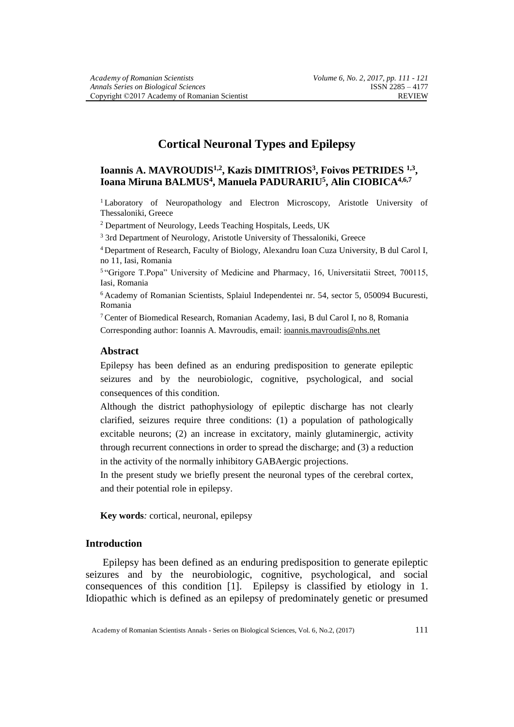# Cortical Neuronal Types and Epilepsy

**Ioannis A. MAVROUDIS[1,2], Kazis DIMITRIOS[3], Foivos PETRIDES [1,3], Ioana Miruna BALMUS[4], Manuela PADURARIU[5], Alin CIOBICA[4,6,7]**

[1] Laboratory of Neuropathology and Electron Microscopy, Aristotle University of Thessaloniki, Greece

[2] Department of Neurology, Leeds Teaching Hospitals, Leeds, UK

[3] 3rd Department of Neurology, Aristotle University of Thessaloniki, Greece

[4] Department of Research, Faculty of Biology, Alexandru Ioan Cuza University, B dul Carol I, no 11, Iasi, Romania

[5] "Grigore T.Popa" University of Medicine and Pharmacy, 16, Universitatii Street, 700115, Iasi, Romania

[6] Academy of Romanian Scientists, Splaiul Independentei nr. 54, sector 5, 050094 Bucuresti, Romania

[7] Center of Biomedical Research, Romanian Academy, Iasi, B dul Carol I, no 8, Romania

Corresponding author: Ioannis A. Mavroudis, email: ioannis.mavroudis@nhs.net

## Abstract

Epilepsy has been defined as an enduring predisposition to generate epileptic seizures and by the neurobiologic, cognitive, psychological, and social consequences of this condition.

Although the district pathophysiology of epileptic discharge has not clearly clarified, seizures require three conditions: (1) a population of pathologically excitable neurons; (2) an increase in excitatory, mainly glutaminergic, activity through recurrent connections in order to spread the discharge; and (3) a reduction in the activity of the normally inhibitory GABAergic projections.

In the present study we briefly present the neuronal types of the cerebral cortex, and their potential role in epilepsy.

**Key words***:* cortical, neuronal, epilepsy

## Introduction

Epilepsy has been defined as an enduring predisposition to generate epileptic seizures and by the neurobiologic, cognitive, psychological, and social consequences of this condition [1]. Epilepsy is classified by etiology in 1. Idiopathic which is defined as an epilepsy of predominately genetic or presumed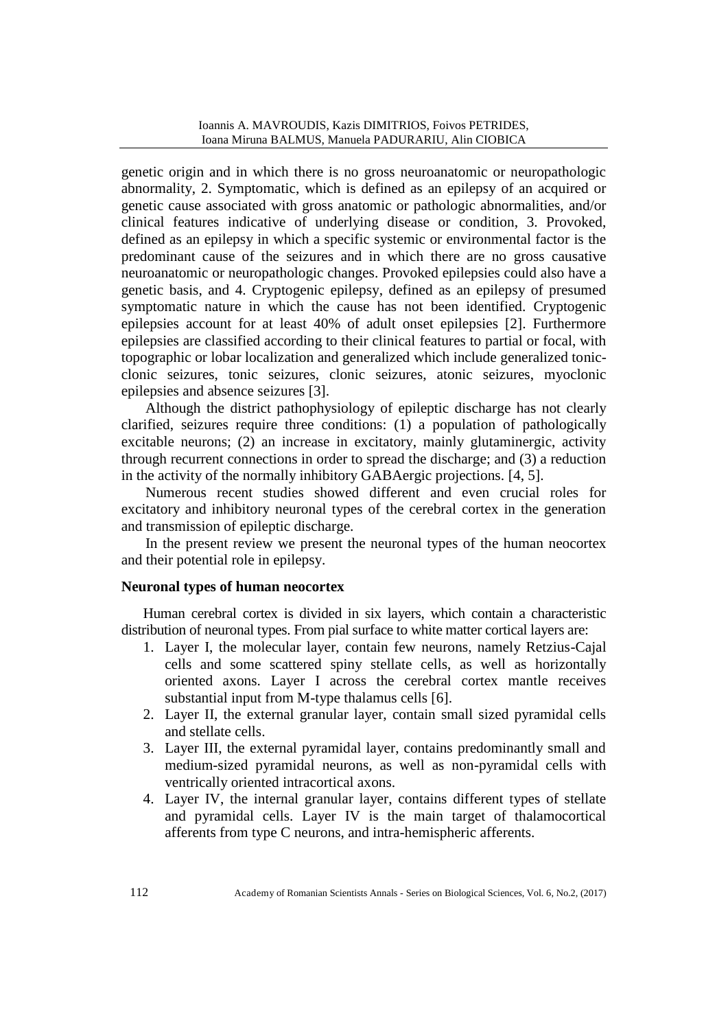genetic origin and in which there is no gross neuroanatomic or neuropathologic abnormality, 2. Symptomatic, which is defined as an epilepsy of an acquired or genetic cause associated with gross anatomic or pathologic abnormalities, and/or clinical features indicative of underlying disease or condition, 3. Provoked, defined as an epilepsy in which a specific systemic or environmental factor is the predominant cause of the seizures and in which there are no gross causative neuroanatomic or neuropathologic changes. Provoked epilepsies could also have a genetic basis, and 4. Cryptogenic epilepsy, defined as an epilepsy of presumed symptomatic nature in which the cause has not been identified. Cryptogenic epilepsies account for at least 40% of adult onset epilepsies [2]. Furthermore epilepsies are classified according to their clinical features to partial or focal, with topographic or lobar localization and generalized which include generalized tonic-clonic seizures, tonic seizures, clonic seizures, atonic seizures, myoclonic epilepsies and absence seizures [3].

Although the district pathophysiology of epileptic discharge has not clearly clarified, seizures require three conditions: (1) a population of pathologically excitable neurons; (2) an increase in excitatory, mainly glutaminergic, activity through recurrent connections in order to spread the discharge; and (3) a reduction in the activity of the normally inhibitory GABAergic projections. [4, 5].

Numerous recent studies showed different and even crucial roles for excitatory and inhibitory neuronal types of the cerebral cortex in the generation and transmission of epileptic discharge.

In the present review we present the neuronal types of the human neocortex and their potential role in epilepsy.

## Neuronal types of human neocortex

Human cerebral cortex is divided in six layers, which contain a characteristic distribution of neuronal types. From pial surface to white matter cortical layers are:

1. Layer I, the molecular layer, contain few neurons, namely Retzius-Cajal cells and some scattered spiny stellate cells, as well as horizontally oriented axons. Layer I across the cerebral cortex mantle receives substantial input from M-type thalamus cells [6].
2. Layer II, the external granular layer, contain small sized pyramidal cells and stellate cells.
3. Layer III, the external pyramidal layer, contains predominantly small and medium-sized pyramidal neurons, as well as non-pyramidal cells with ventrically oriented intracortical axons.
4. Layer IV, the internal granular layer, contains different types of stellate and pyramidal cells. Layer IV is the main target of thalamocortical afferents from type C neurons, and intra-hemispheric afferents.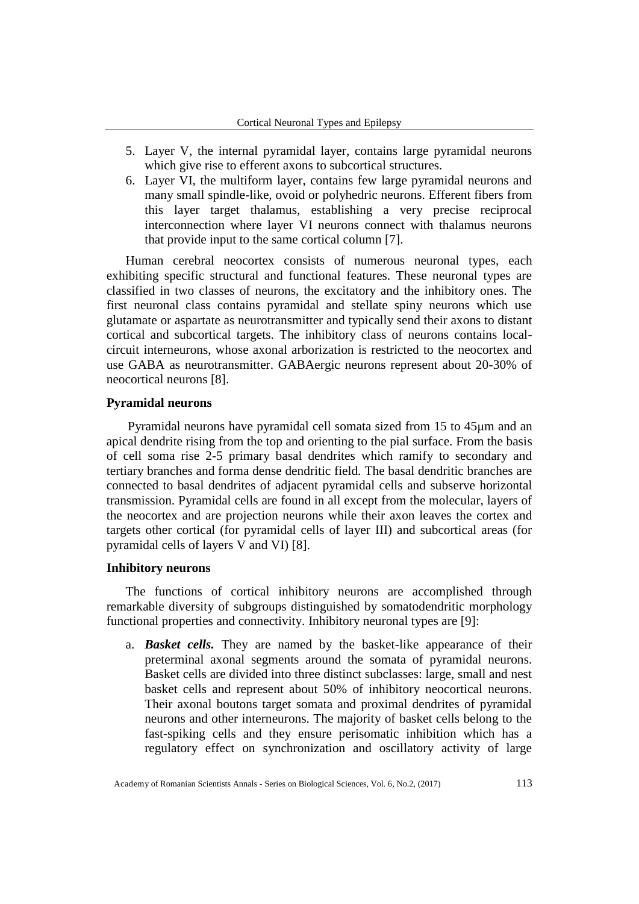5. Layer V, the internal pyramidal layer, contains large pyramidal neurons which give rise to efferent axons to subcortical structures.
6. Layer VI, the multiform layer, contains few large pyramidal neurons and many small spindle-like, ovoid or polyhedric neurons. Efferent fibers from this layer target thalamus, establishing a very precise reciprocal interconnection where layer VI neurons connect with thalamus neurons that provide input to the same cortical column [7].

Human cerebral neocortex consists of numerous neuronal types, each exhibiting specific structural and functional features. These neuronal types are classified in two classes of neurons, the excitatory and the inhibitory ones. The first neuronal class contains pyramidal and stellate spiny neurons which use glutamate or aspartate as neurotransmitter and typically send their axons to distant cortical and subcortical targets. The inhibitory class of neurons contains local-circuit interneurons, whose axonal arborization is restricted to the neocortex and use GABA as neurotransmitter. GABAergic neurons represent about 20-30% of neocortical neurons [8].

### Pyramidal neurons

Pyramidal neurons have pyramidal cell somata sized from 15 to 45μm and an apical dendrite rising from the top and orienting to the pial surface. From the basis of cell soma rise 2-5 primary basal dendrites which ramify to secondary and tertiary branches and forma dense dendritic field. The basal dendritic branches are connected to basal dendrites of adjacent pyramidal cells and subserve horizontal transmission. Pyramidal cells are found in all except from the molecular, layers of the neocortex and are projection neurons while their axon leaves the cortex and targets other cortical (for pyramidal cells of layer III) and subcortical areas (for pyramidal cells of layers V and VI) [8].

### Inhibitory neurons

The functions of cortical inhibitory neurons are accomplished through remarkable diversity of subgroups distinguished by somatodendritic morphology functional properties and connectivity. Inhibitory neuronal types are [9]:

a. ***Basket cells.*** They are named by the basket-like appearance of their preterminal axonal segments around the somata of pyramidal neurons. Basket cells are divided into three distinct subclasses: large, small and nest basket cells and represent about 50% of inhibitory neocortical neurons. Their axonal boutons target somata and proximal dendrites of pyramidal neurons and other interneurons. The majority of basket cells belong to the fast-spiking cells and they ensure perisomatic inhibition which has a regulatory effect on synchronization and oscillatory activity of large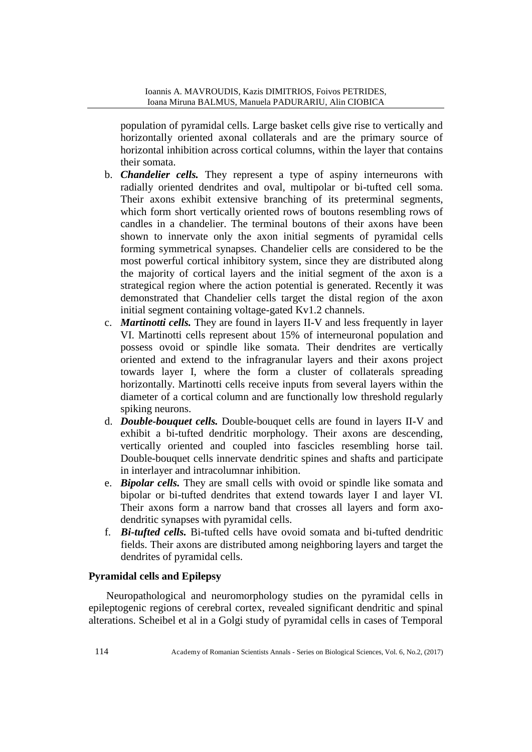population of pyramidal cells. Large basket cells give rise to vertically and horizontally oriented axonal collaterals and are the primary source of horizontal inhibition across cortical columns, within the layer that contains their somata.

b. ***Chandelier cells.*** They represent a type of aspiny interneurons with radially oriented dendrites and oval, multipolar or bi-tufted cell soma. Their axons exhibit extensive branching of its preterminal segments, which form short vertically oriented rows of boutons resembling rows of candles in a chandelier. The terminal boutons of their axons have been shown to innervate only the axon initial segments of pyramidal cells forming symmetrical synapses. Chandelier cells are considered to be the most powerful cortical inhibitory system, since they are distributed along the majority of cortical layers and the initial segment of the axon is a strategical region where the action potential is generated. Recently it was demonstrated that Chandelier cells target the distal region of the axon initial segment containing voltage-gated Kv1.2 channels.
c. ***Martinotti cells.*** They are found in layers II-V and less frequently in layer VI. Martinotti cells represent about 15% of interneuronal population and possess ovoid or spindle like somata. Their dendrites are vertically oriented and extend to the infragranular layers and their axons project towards layer I, where the form a cluster of collaterals spreading horizontally. Martinotti cells receive inputs from several layers within the diameter of a cortical column and are functionally low threshold regularly spiking neurons.
d. ***Double-bouquet cells.*** Double-bouquet cells are found in layers II-V and exhibit a bi-tufted dendritic morphology. Their axons are descending, vertically oriented and coupled into fascicles resembling horse tail. Double-bouquet cells innervate dendritic spines and shafts and participate in interlayer and intracolumnar inhibition.
e. ***Bipolar cells.*** They are small cells with ovoid or spindle like somata and bipolar or bi-tufted dendrites that extend towards layer I and layer VI. Their axons form a narrow band that crosses all layers and form axo-dendritic synapses with pyramidal cells.
f. ***Bi-tufted cells.*** Bi-tufted cells have ovoid somata and bi-tufted dendritic fields. Their axons are distributed among neighboring layers and target the dendrites of pyramidal cells.

## Pyramidal cells and Epilepsy

Neuropathological and neuromorphology studies on the pyramidal cells in epileptogenic regions of cerebral cortex, revealed significant dendritic and spinal alterations. Scheibel et al in a Golgi study of pyramidal cells in cases of Temporal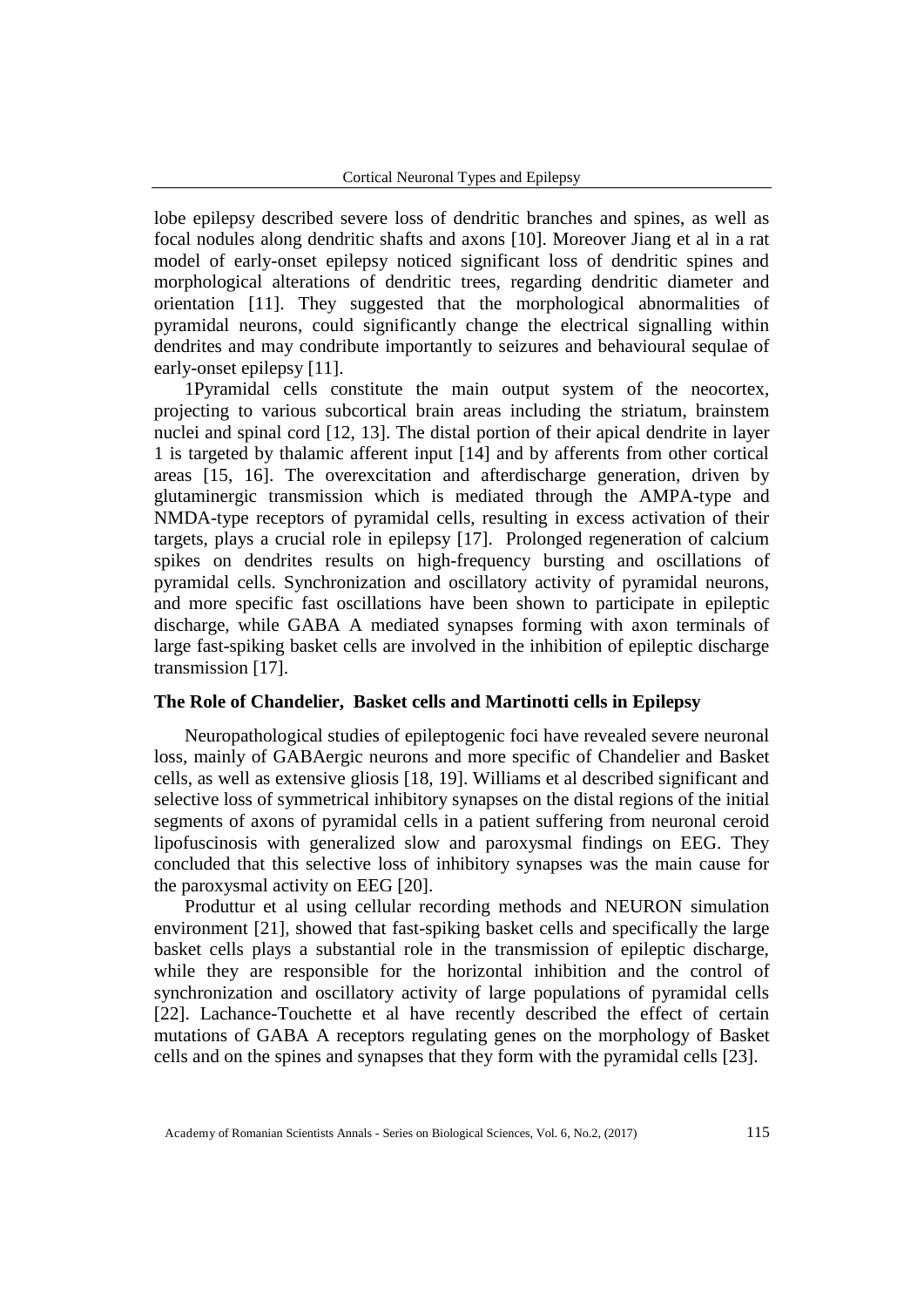lobe epilepsy described severe loss of dendritic branches and spines, as well as focal nodules along dendritic shafts and axons [10]. Moreover Jiang et al in a rat model of early-onset epilepsy noticed significant loss of dendritic spines and morphological alterations of dendritic trees, regarding dendritic diameter and orientation [11]. They suggested that the morphological abnormalities of pyramidal neurons, could significantly change the electrical signalling within dendrites and may condribute importantly to seizures and behavioural sequlae of early-onset epilepsy [11].

1Pyramidal cells constitute the main output system of the neocortex, projecting to various subcortical brain areas including the striatum, brainstem nuclei and spinal cord [12, 13]. The distal portion of their apical dendrite in layer 1 is targeted by thalamic afferent input [14] and by afferents from other cortical areas [15, 16]. The overexcitation and afterdischarge generation, driven by glutaminergic transmission which is mediated through the AMPA-type and NMDA-type receptors of pyramidal cells, resulting in excess activation of their targets, plays a crucial role in epilepsy [17]. Prolonged regeneration of calcium spikes on dendrites results on high-frequency bursting and oscillations of pyramidal cells. Synchronization and oscillatory activity of pyramidal neurons, and more specific fast oscillations have been shown to participate in epileptic discharge, while GABA A mediated synapses forming with axon terminals of large fast-spiking basket cells are involved in the inhibition of epileptic discharge transmission [17].

## The Role of Chandelier, Basket cells and Martinotti cells in Epilepsy

Neuropathological studies of epileptogenic foci have revealed severe neuronal loss, mainly of GABAergic neurons and more specific of Chandelier and Basket cells, as well as extensive gliosis [18, 19]. Williams et al described significant and selective loss of symmetrical inhibitory synapses on the distal regions of the initial segments of axons of pyramidal cells in a patient suffering from neuronal ceroid lipofuscinosis with generalized slow and paroxysmal findings on EEG. They concluded that this selective loss of inhibitory synapses was the main cause for the paroxysmal activity on EEG [20].

Produttur et al using cellular recording methods and NEURON simulation environment [21], showed that fast-spiking basket cells and specifically the large basket cells plays a substantial role in the transmission of epileptic discharge, while they are responsible for the horizontal inhibition and the control of synchronization and oscillatory activity of large populations of pyramidal cells [22]. Lachance-Touchette et al have recently described the effect of certain mutations of GABA A receptors regulating genes on the morphology of Basket cells and on the spines and synapses that they form with the pyramidal cells [23].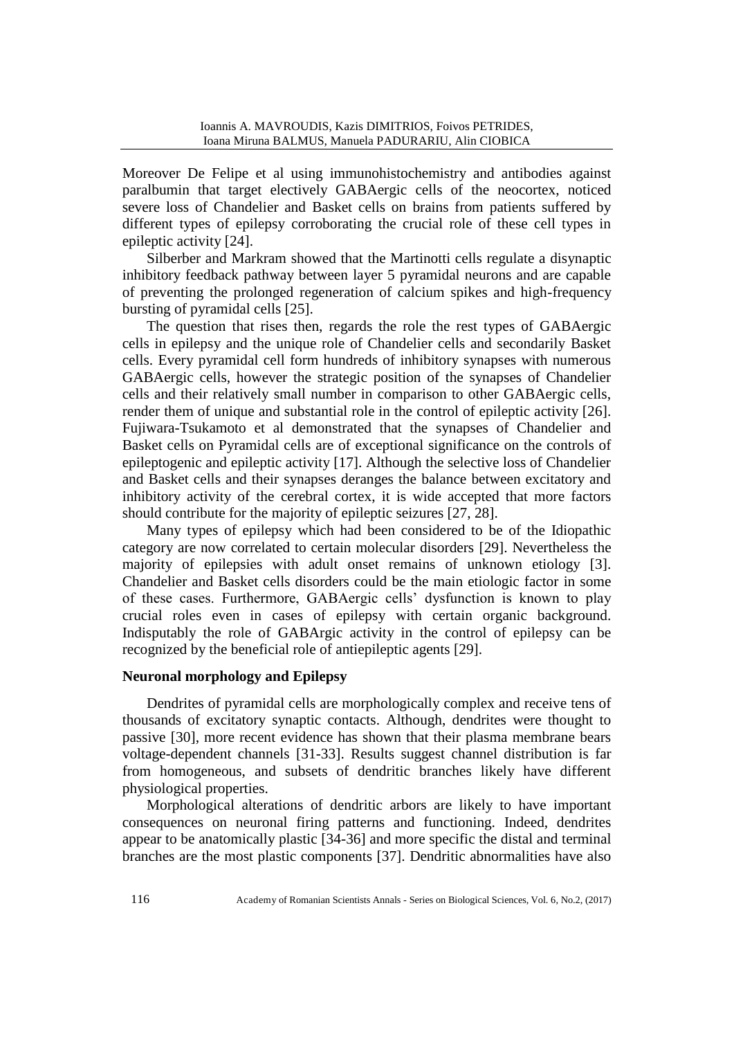Moreover De Felipe et al using immunohistochemistry and antibodies against paralbumin that target electively GABAergic cells of the neocortex, noticed severe loss of Chandelier and Basket cells on brains from patients suffered by different types of epilepsy corroborating the crucial role of these cell types in epileptic activity [24].

Silberber and Markram showed that the Martinotti cells regulate a disynaptic inhibitory feedback pathway between layer 5 pyramidal neurons and are capable of preventing the prolonged regeneration of calcium spikes and high-frequency bursting of pyramidal cells [25].

The question that rises then, regards the role the rest types of GABAergic cells in epilepsy and the unique role of Chandelier cells and secondarily Basket cells. Every pyramidal cell form hundreds of inhibitory synapses with numerous GABAergic cells, however the strategic position of the synapses of Chandelier cells and their relatively small number in comparison to other GABAergic cells, render them of unique and substantial role in the control of epileptic activity [26]. Fujiwara-Tsukamoto et al demonstrated that the synapses of Chandelier and Basket cells on Pyramidal cells are of exceptional significance on the controls of epileptogenic and epileptic activity [17]. Although the selective loss of Chandelier and Basket cells and their synapses deranges the balance between excitatory and inhibitory activity of the cerebral cortex, it is wide accepted that more factors should contribute for the majority of epileptic seizures [27, 28].

Many types of epilepsy which had been considered to be of the Idiopathic category are now correlated to certain molecular disorders [29]. Nevertheless the majority of epilepsies with adult onset remains of unknown etiology [3]. Chandelier and Basket cells disorders could be the main etiologic factor in some of these cases. Furthermore, GABAergic cells' dysfunction is known to play crucial roles even in cases of epilepsy with certain organic background. Indisputably the role of GABArgic activity in the control of epilepsy can be recognized by the beneficial role of antiepileptic agents [29].

**Neuronal morphology and Epilepsy**

Dendrites of pyramidal cells are morphologically complex and receive tens of thousands of excitatory synaptic contacts. Although, dendrites were thought to passive [30], more recent evidence has shown that their plasma membrane bears voltage-dependent channels [31-33]. Results suggest channel distribution is far from homogeneous, and subsets of dendritic branches likely have different physiological properties.

Morphological alterations of dendritic arbors are likely to have important consequences on neuronal firing patterns and functioning. Indeed, dendrites appear to be anatomically plastic [34-36] and more specific the distal and terminal branches are the most plastic components [37]. Dendritic abnormalities have also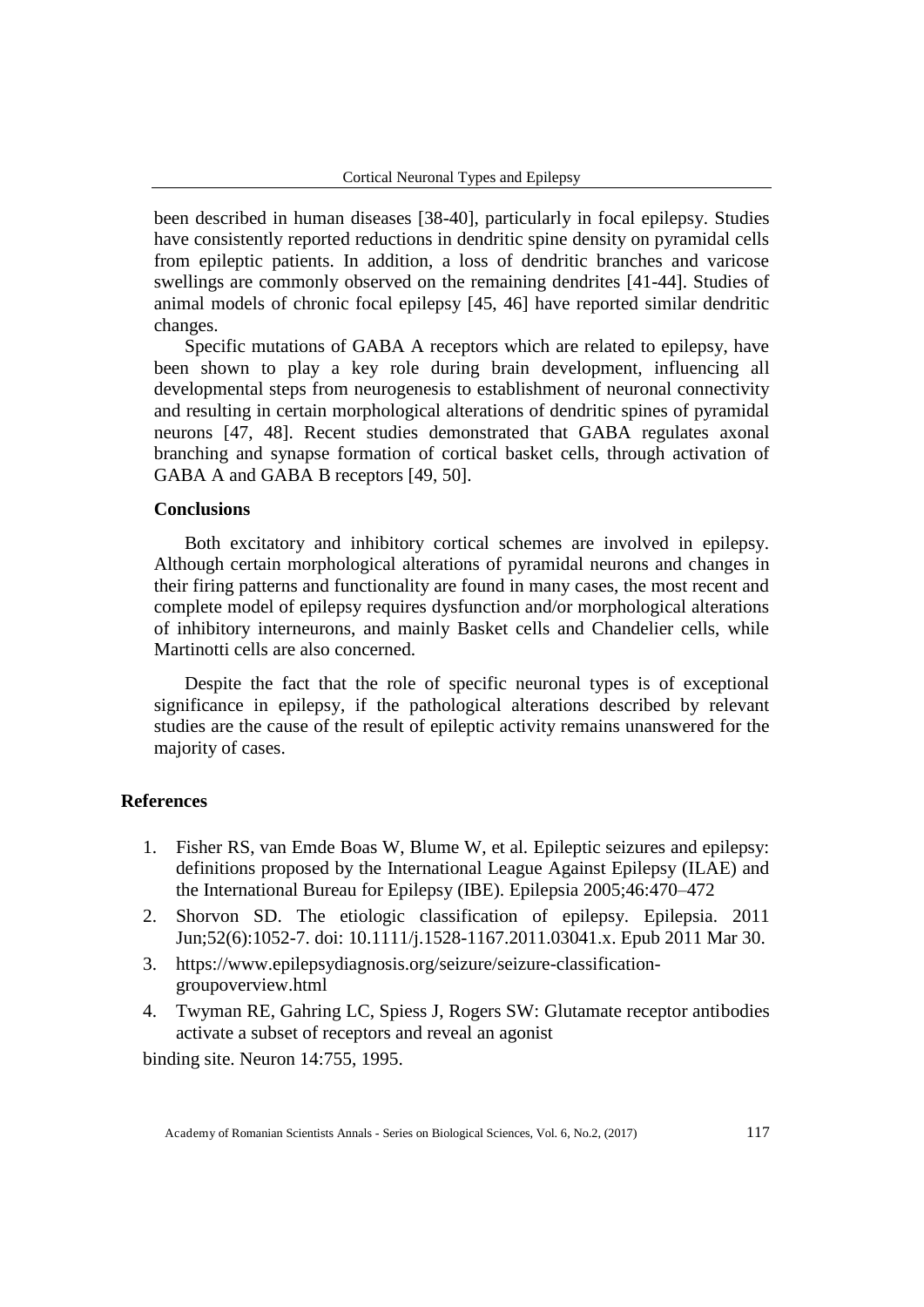been described in human diseases [38-40], particularly in focal epilepsy. Studies have consistently reported reductions in dendritic spine density on pyramidal cells from epileptic patients. In addition, a loss of dendritic branches and varicose swellings are commonly observed on the remaining dendrites [41-44]. Studies of animal models of chronic focal epilepsy [45, 46] have reported similar dendritic changes.

Specific mutations of GABA A receptors which are related to epilepsy, have been shown to play a key role during brain development, influencing all developmental steps from neurogenesis to establishment of neuronal connectivity and resulting in certain morphological alterations of dendritic spines of pyramidal neurons [47, 48]. Recent studies demonstrated that GABA regulates axonal branching and synapse formation of cortical basket cells, through activation of GABA A and GABA B receptors [49, 50].

### Conclusions

Both excitatory and inhibitory cortical schemes are involved in epilepsy. Although certain morphological alterations of pyramidal neurons and changes in their firing patterns and functionality are found in many cases, the most recent and complete model of epilepsy requires dysfunction and/or morphological alterations of inhibitory interneurons, and mainly Basket cells and Chandelier cells, while Martinotti cells are also concerned.

Despite the fact that the role of specific neuronal types is of exceptional significance in epilepsy, if the pathological alterations described by relevant studies are the cause of the result of epileptic activity remains unanswered for the majority of cases.

## References

1. Fisher RS, van Emde Boas W, Blume W, et al. Epileptic seizures and epilepsy: definitions proposed by the International League Against Epilepsy (ILAE) and the International Bureau for Epilepsy (IBE). Epilepsia 2005;46:470–472
2. Shorvon SD. The etiologic classification of epilepsy. Epilepsia. 2011 Jun;52(6):1052-7. doi: 10.1111/j.1528-1167.2011.03041.x. Epub 2011 Mar 30.
3. https://www.epilepsydiagnosis.org/seizure/seizure-classification-groupoverview.html
4. Twyman RE, Gahring LC, Spiess J, Rogers SW: Glutamate receptor antibodies activate a subset of receptors and reveal an agonist

binding site. Neuron 14:755, 1995.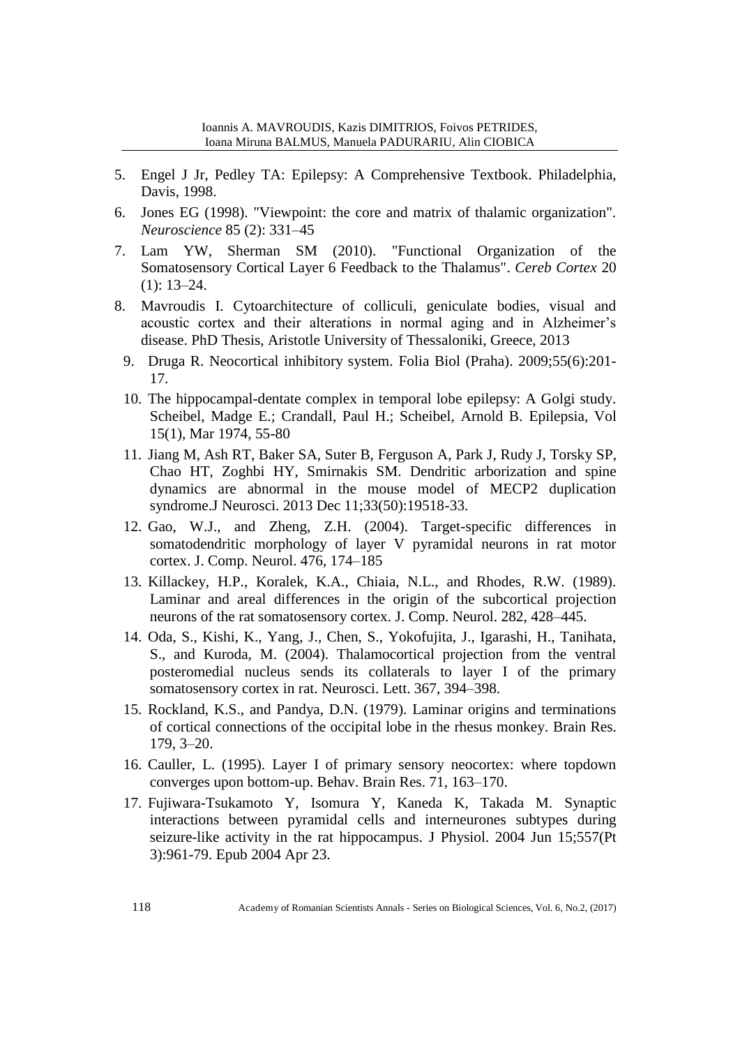5. Engel J Jr, Pedley TA: Epilepsy: A Comprehensive Textbook. Philadelphia, Davis, 1998.
6. Jones EG (1998). "Viewpoint: the core and matrix of thalamic organization". *Neuroscience* 85 (2): 331–45
7. Lam YW, Sherman SM (2010). "Functional Organization of the Somatosensory Cortical Layer 6 Feedback to the Thalamus". *Cereb Cortex* 20 (1): 13–24.
8. Mavroudis I. Cytoarchitecture of colliculi, geniculate bodies, visual and acoustic cortex and their alterations in normal aging and in Alzheimer's disease. PhD Thesis, Aristotle University of Thessaloniki, Greece, 2013
9. Druga R. Neocortical inhibitory system. Folia Biol (Praha). 2009;55(6):201-17.
10. The hippocampal-dentate complex in temporal lobe epilepsy: A Golgi study. Scheibel, Madge E.; Crandall, Paul H.; Scheibel, Arnold B. Epilepsia, Vol 15(1), Mar 1974, 55-80
11. Jiang M, Ash RT, Baker SA, Suter B, Ferguson A, Park J, Rudy J, Torsky SP, Chao HT, Zoghbi HY, Smirnakis SM. Dendritic arborization and spine dynamics are abnormal in the mouse model of MECP2 duplication syndrome.J Neurosci. 2013 Dec 11;33(50):19518-33.
12. Gao, W.J., and Zheng, Z.H. (2004). Target-specific differences in somatodendritic morphology of layer V pyramidal neurons in rat motor cortex. J. Comp. Neurol. 476, 174–185
13. Killackey, H.P., Koralek, K.A., Chiaia, N.L., and Rhodes, R.W. (1989). Laminar and areal differences in the origin of the subcortical projection neurons of the rat somatosensory cortex. J. Comp. Neurol. 282, 428–445.
14. Oda, S., Kishi, K., Yang, J., Chen, S., Yokofujita, J., Igarashi, H., Tanihata, S., and Kuroda, M. (2004). Thalamocortical projection from the ventral posteromedial nucleus sends its collaterals to layer I of the primary somatosensory cortex in rat. Neurosci. Lett. 367, 394–398.
15. Rockland, K.S., and Pandya, D.N. (1979). Laminar origins and terminations of cortical connections of the occipital lobe in the rhesus monkey. Brain Res. 179, 3–20.
16. Cauller, L. (1995). Layer I of primary sensory neocortex: where topdown converges upon bottom-up. Behav. Brain Res. 71, 163–170.
17. Fujiwara-Tsukamoto Y, Isomura Y, Kaneda K, Takada M. Synaptic interactions between pyramidal cells and interneurones subtypes during seizure-like activity in the rat hippocampus. J Physiol. 2004 Jun 15;557(Pt 3):961-79. Epub 2004 Apr 23.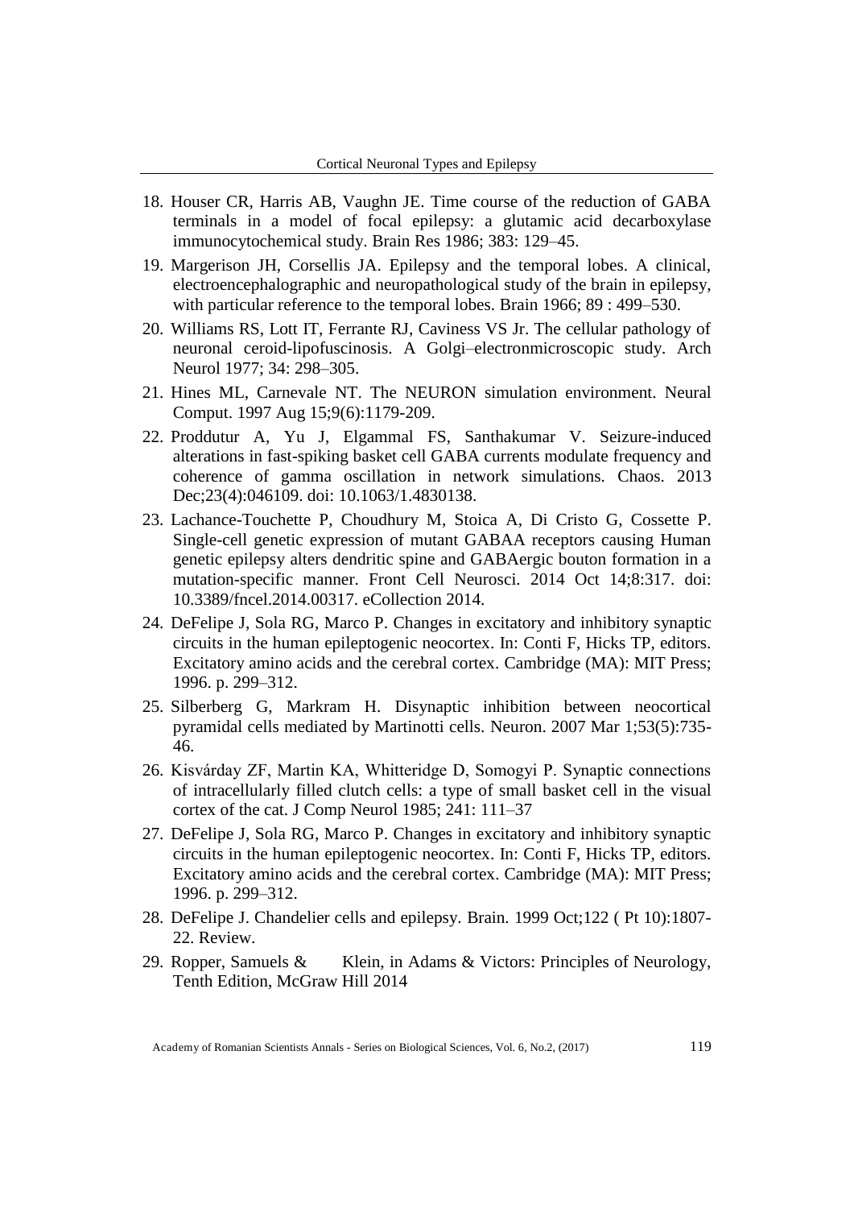18. Houser CR, Harris AB, Vaughn JE. Time course of the reduction of GABA terminals in a model of focal epilepsy: a glutamic acid decarboxylase immunocytochemical study. Brain Res 1986; 383: 129–45.
19. Margerison JH, Corsellis JA. Epilepsy and the temporal lobes. A clinical, electroencephalographic and neuropathological study of the brain in epilepsy, with particular reference to the temporal lobes. Brain 1966; 89 : 499–530.
20. Williams RS, Lott IT, Ferrante RJ, Caviness VS Jr. The cellular pathology of neuronal ceroid-lipofuscinosis. A Golgi–electronmicroscopic study. Arch Neurol 1977; 34: 298–305.
21. Hines ML, Carnevale NT. The NEURON simulation environment. Neural Comput. 1997 Aug 15;9(6):1179-209.
22. Proddutur A, Yu J, Elgammal FS, Santhakumar V. Seizure-induced alterations in fast-spiking basket cell GABA currents modulate frequency and coherence of gamma oscillation in network simulations. Chaos. 2013 Dec;23(4):046109. doi: 10.1063/1.4830138.
23. Lachance-Touchette P, Choudhury M, Stoica A, Di Cristo G, Cossette P. Single-cell genetic expression of mutant GABAA receptors causing Human genetic epilepsy alters dendritic spine and GABAergic bouton formation in a mutation-specific manner. Front Cell Neurosci. 2014 Oct 14;8:317. doi: 10.3389/fncel.2014.00317. eCollection 2014.
24. DeFelipe J, Sola RG, Marco P. Changes in excitatory and inhibitory synaptic circuits in the human epileptogenic neocortex. In: Conti F, Hicks TP, editors. Excitatory amino acids and the cerebral cortex. Cambridge (MA): MIT Press; 1996. p. 299–312.
25. Silberberg G, Markram H. Disynaptic inhibition between neocortical pyramidal cells mediated by Martinotti cells. Neuron. 2007 Mar 1;53(5):735-46.
26. Kisvárday ZF, Martin KA, Whitteridge D, Somogyi P. Synaptic connections of intracellularly filled clutch cells: a type of small basket cell in the visual cortex of the cat. J Comp Neurol 1985; 241: 111–37
27. DeFelipe J, Sola RG, Marco P. Changes in excitatory and inhibitory synaptic circuits in the human epileptogenic neocortex. In: Conti F, Hicks TP, editors. Excitatory amino acids and the cerebral cortex. Cambridge (MA): MIT Press; 1996. p. 299–312.
28. DeFelipe J. Chandelier cells and epilepsy. Brain. 1999 Oct;122 ( Pt 10):1807-22. Review.
29. Ropper, Samuels & Klein, in Adams & Victors: Principles of Neurology, Tenth Edition, McGraw Hill 2014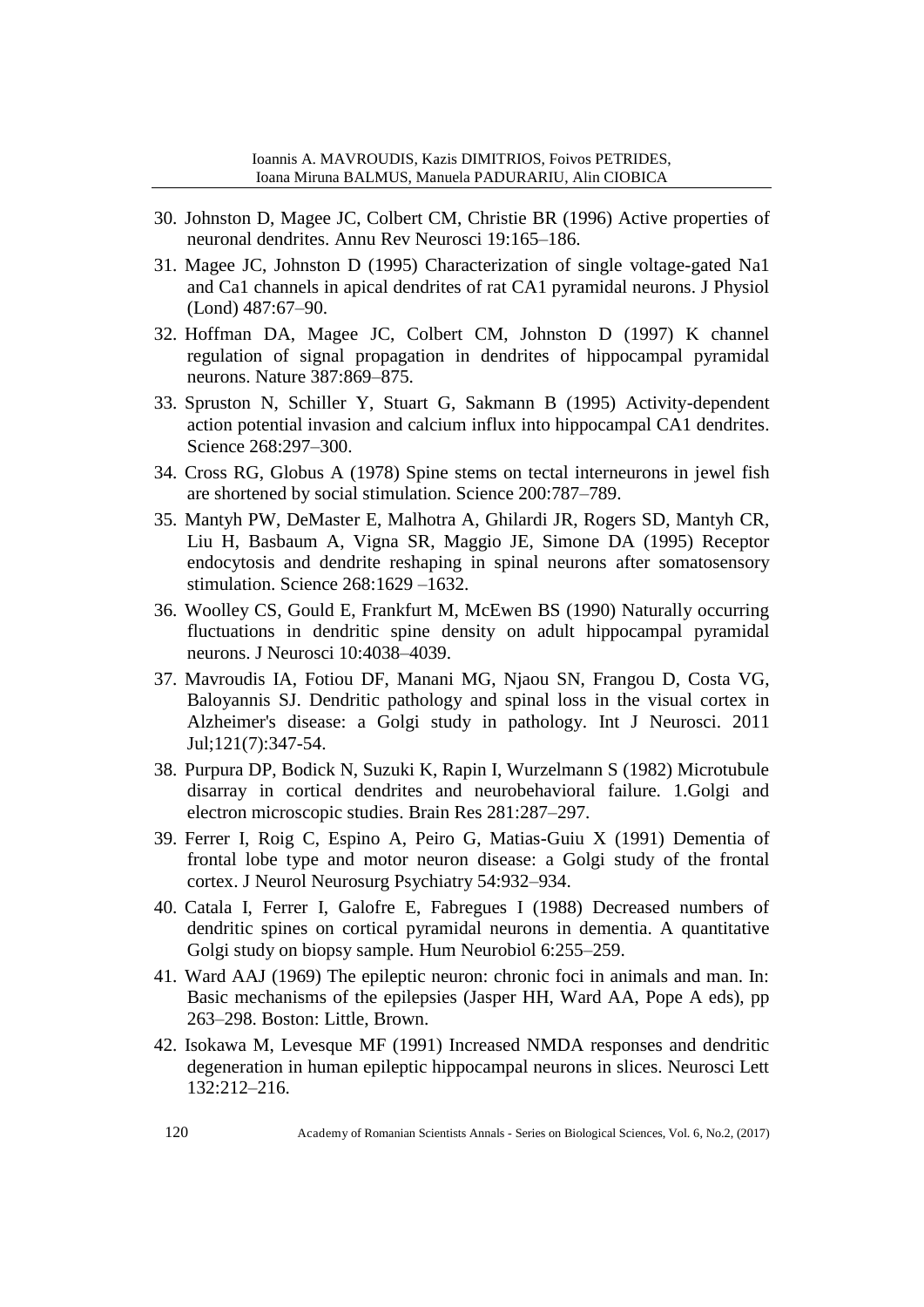30. Johnston D, Magee JC, Colbert CM, Christie BR (1996) Active properties of neuronal dendrites. Annu Rev Neurosci 19:165–186.
31. Magee JC, Johnston D (1995) Characterization of single voltage-gated Na1 and Ca1 channels in apical dendrites of rat CA1 pyramidal neurons. J Physiol (Lond) 487:67–90.
32. Hoffman DA, Magee JC, Colbert CM, Johnston D (1997) K channel regulation of signal propagation in dendrites of hippocampal pyramidal neurons. Nature 387:869–875.
33. Spruston N, Schiller Y, Stuart G, Sakmann B (1995) Activity-dependent action potential invasion and calcium influx into hippocampal CA1 dendrites. Science 268:297–300.
34. Cross RG, Globus A (1978) Spine stems on tectal interneurons in jewel fish are shortened by social stimulation. Science 200:787–789.
35. Mantyh PW, DeMaster E, Malhotra A, Ghilardi JR, Rogers SD, Mantyh CR, Liu H, Basbaum A, Vigna SR, Maggio JE, Simone DA (1995) Receptor endocytosis and dendrite reshaping in spinal neurons after somatosensory stimulation. Science 268:1629 –1632.
36. Woolley CS, Gould E, Frankfurt M, McEwen BS (1990) Naturally occurring fluctuations in dendritic spine density on adult hippocampal pyramidal neurons. J Neurosci 10:4038–4039.
37. Mavroudis IA, Fotiou DF, Manani MG, Njaou SN, Frangou D, Costa VG, Baloyannis SJ. Dendritic pathology and spinal loss in the visual cortex in Alzheimer's disease: a Golgi study in pathology. Int J Neurosci. 2011 Jul;121(7):347-54.
38. Purpura DP, Bodick N, Suzuki K, Rapin I, Wurzelmann S (1982) Microtubule disarray in cortical dendrites and neurobehavioral failure. 1.Golgi and electron microscopic studies. Brain Res 281:287–297.
39. Ferrer I, Roig C, Espino A, Peiro G, Matias-Guiu X (1991) Dementia of frontal lobe type and motor neuron disease: a Golgi study of the frontal cortex. J Neurol Neurosurg Psychiatry 54:932–934.
40. Catala I, Ferrer I, Galofre E, Fabregues I (1988) Decreased numbers of dendritic spines on cortical pyramidal neurons in dementia. A quantitative Golgi study on biopsy sample. Hum Neurobiol 6:255–259.
41. Ward AAJ (1969) The epileptic neuron: chronic foci in animals and man. In: Basic mechanisms of the epilepsies (Jasper HH, Ward AA, Pope A eds), pp 263–298. Boston: Little, Brown.
42. Isokawa M, Levesque MF (1991) Increased NMDA responses and dendritic degeneration in human epileptic hippocampal neurons in slices. Neurosci Lett 132:212–216.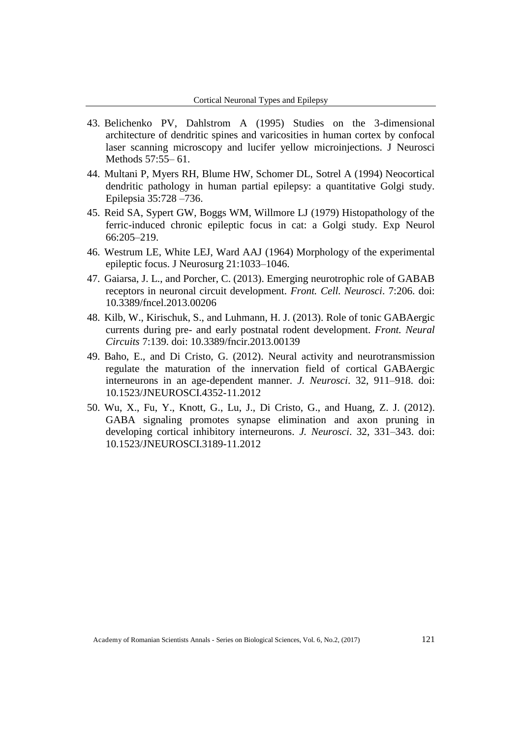43. Belichenko PV, Dahlstrom A (1995) Studies on the 3-dimensional architecture of dendritic spines and varicosities in human cortex by confocal laser scanning microscopy and lucifer yellow microinjections. J Neurosci Methods 57:55– 61.
44. Multani P, Myers RH, Blume HW, Schomer DL, Sotrel A (1994) Neocortical dendritic pathology in human partial epilepsy: a quantitative Golgi study. Epilepsia 35:728 –736.
45. Reid SA, Sypert GW, Boggs WM, Willmore LJ (1979) Histopathology of the ferric-induced chronic epileptic focus in cat: a Golgi study. Exp Neurol 66:205–219.
46. Westrum LE, White LEJ, Ward AAJ (1964) Morphology of the experimental epileptic focus. J Neurosurg 21:1033–1046.
47. Gaiarsa, J. L., and Porcher, C. (2013). Emerging neurotrophic role of GABAB receptors in neuronal circuit development. *Front. Cell. Neurosci*. 7:206. doi: 10.3389/fncel.2013.00206
48. Kilb, W., Kirischuk, S., and Luhmann, H. J. (2013). Role of tonic GABAergic currents during pre- and early postnatal rodent development. *Front. Neural Circuits* 7:139. doi: 10.3389/fncir.2013.00139
49. Baho, E., and Di Cristo, G. (2012). Neural activity and neurotransmission regulate the maturation of the innervation field of cortical GABAergic interneurons in an age-dependent manner. *J. Neurosci*. 32, 911–918. doi: 10.1523/JNEUROSCI.4352-11.2012
50. Wu, X., Fu, Y., Knott, G., Lu, J., Di Cristo, G., and Huang, Z. J. (2012). GABA signaling promotes synapse elimination and axon pruning in developing cortical inhibitory interneurons. *J. Neurosci*. 32, 331–343. doi: 10.1523/JNEUROSCI.3189-11.2012